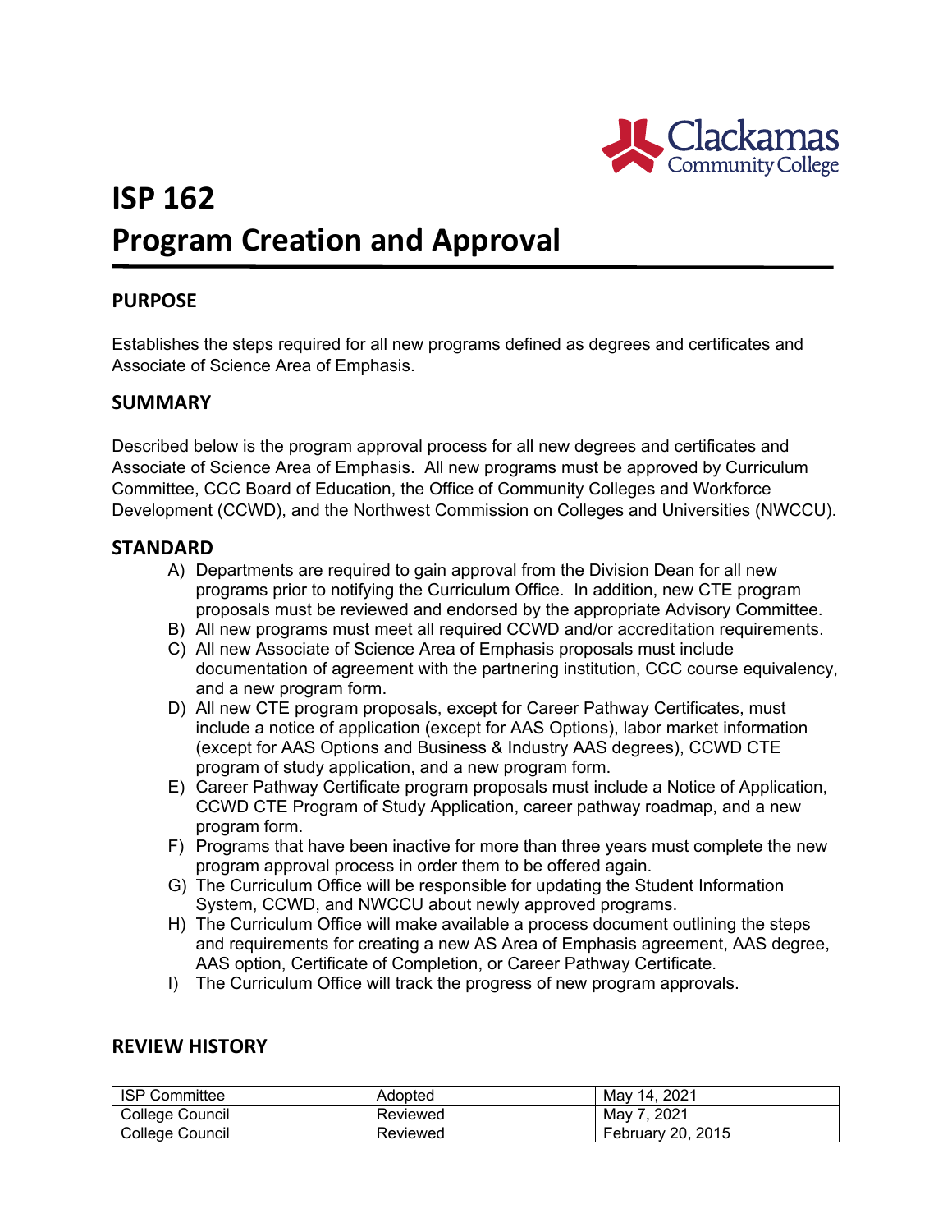# ISP 162
# Program Creation and Approval

## PURPOSE

Establishes the steps required for all new programs defined as degrees and certificates and Associate of Science Area of Emphasis.

## SUMMARY

Described below is the program approval process for all new degrees and certificates and Associate of Science Area of Emphasis. All new programs must be approved by Curriculum Committee, CCC Board of Education, the Office of Community Colleges and Workforce Development (CCWD), and the Northwest Commission on Colleges and Universities (NWCCU).

## STANDARD

A) Departments are required to gain approval from the Division Dean for all new programs prior to notifying the Curriculum Office. In addition, new CTE program proposals must be reviewed and endorsed by the appropriate Advisory Committee.

B) All new programs must meet all required CCWD and/or accreditation requirements.

C) All new Associate of Science Area of Emphasis proposals must include documentation of agreement with the partnering institution, CCC course equivalency, and a new program form.

D) All new CTE program proposals, except for Career Pathway Certificates, must include a notice of application (except for AAS Options), labor market information (except for AAS Options and Business & Industry AAS degrees), CCWD CTE program of study application, and a new program form.

E) Career Pathway Certificate program proposals must include a Notice of Application, CCWD CTE Program of Study Application, career pathway roadmap, and a new program form.

F) Programs that have been inactive for more than three years must complete the new program approval process in order them to be offered again.

G) The Curriculum Office will be responsible for updating the Student Information System, CCWD, and NWCCU about newly approved programs.

H) The Curriculum Office will make available a process document outlining the steps and requirements for creating a new AS Area of Emphasis agreement, AAS degree, AAS option, Certificate of Completion, or Career Pathway Certificate.

I) The Curriculum Office will track the progress of new program approvals.

## REVIEW HISTORY

| ISP Committee | Adopted | May 14, 2021 |
|---|---|---|
| College Council | Reviewed | May 7, 2021 |
| College Council | Reviewed | February 20, 2015 |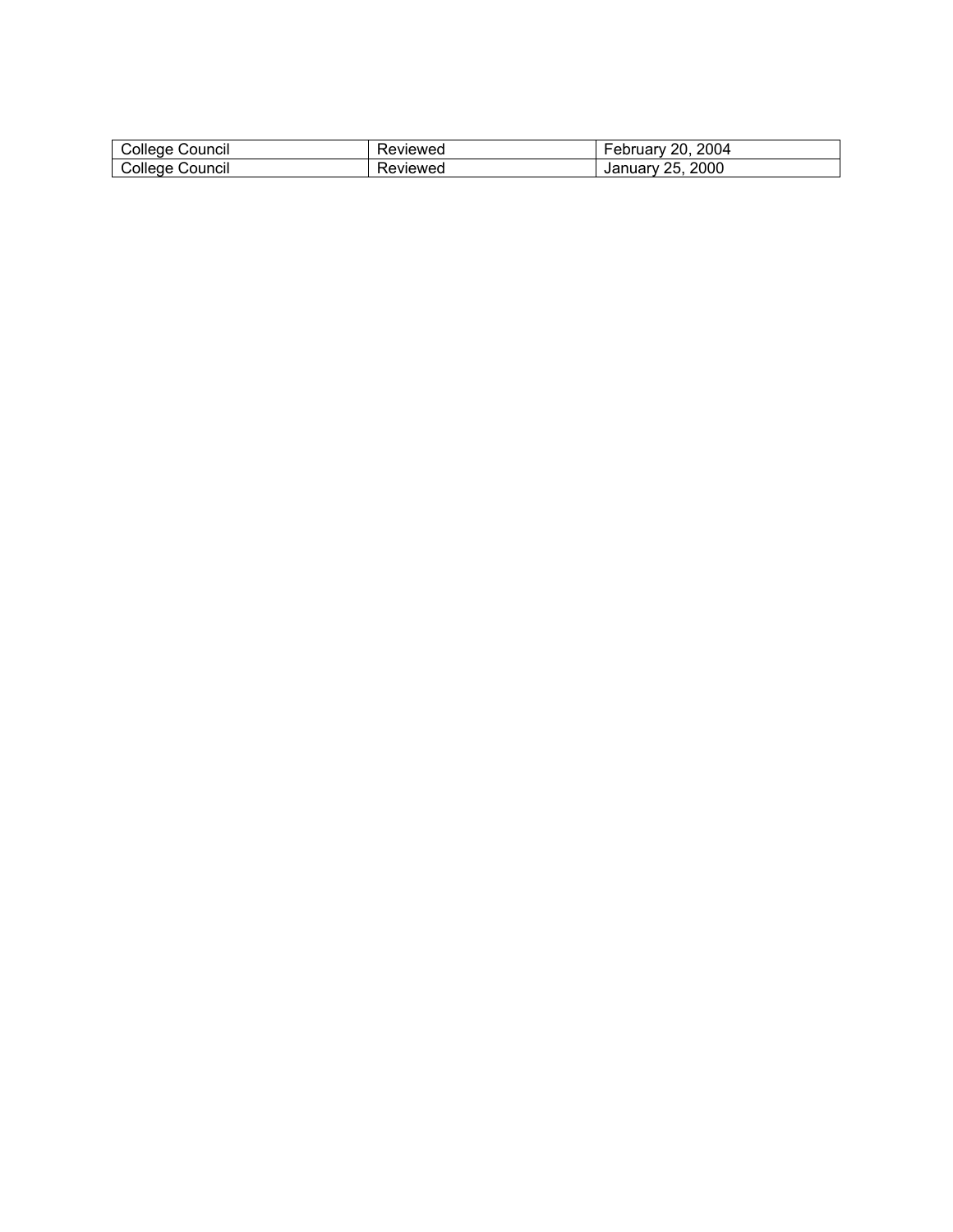| College Council | Reviewed | February 20, 2004 |
| --- | --- | --- |
| College Council | Reviewed | January 25, 2000 |